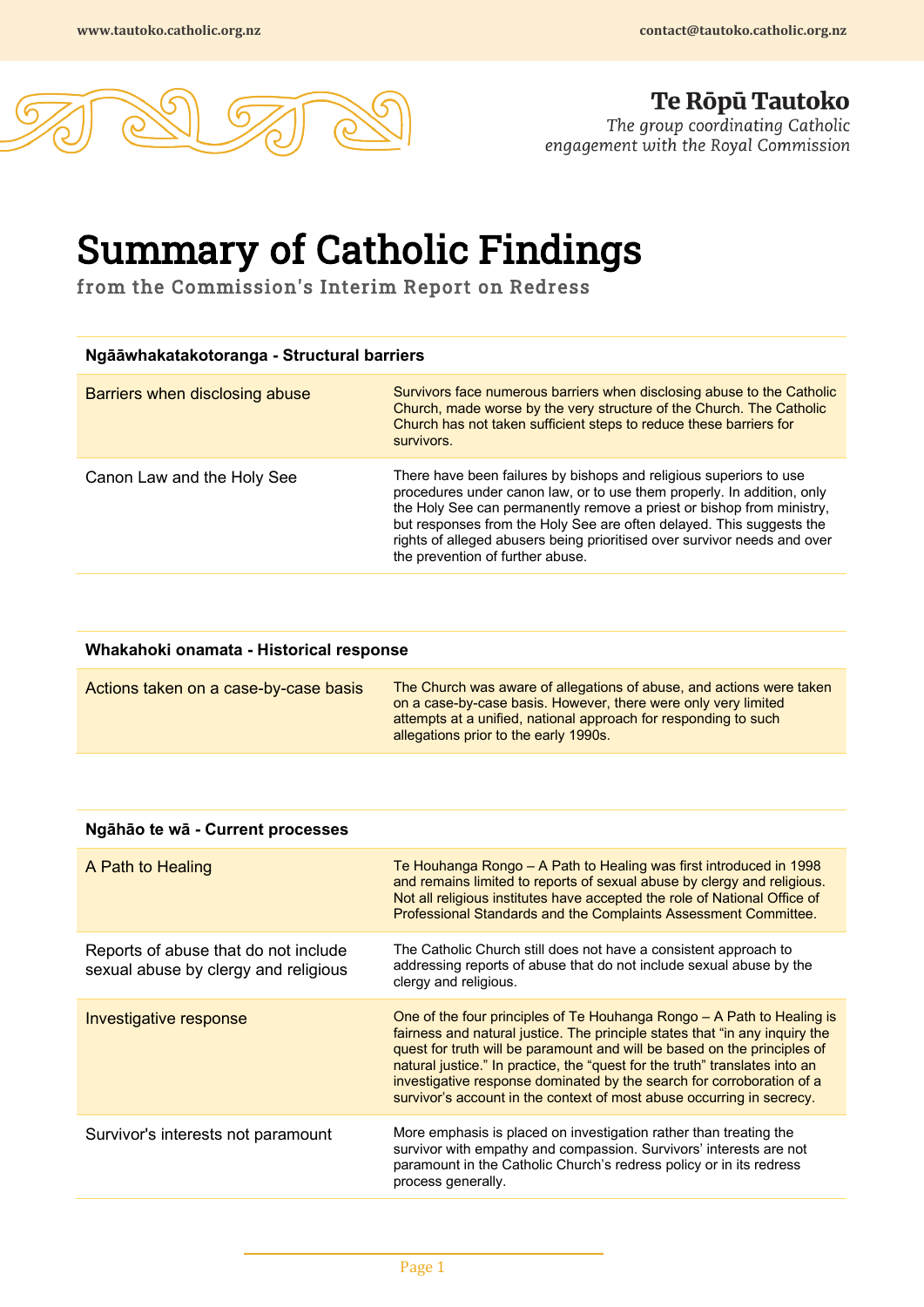Te Rōpū Tautoko

*The group coordinating Catholic engagement with the Royal Commission*

# Summary of Catholic Findings

## from the Commission's Interim Report on Redress

### Ngāāwhakatakotoranga - Structural barriers

| | |
|---|---|
| Barriers when disclosing abuse | Survivors face numerous barriers when disclosing abuse to the Catholic Church, made worse by the very structure of the Church. The Catholic Church has not taken sufficient steps to reduce these barriers for survivors. |
| Canon Law and the Holy See | There have been failures by bishops and religious superiors to use procedures under canon law, or to use them properly. In addition, only the Holy See can permanently remove a priest or bishop from ministry, but responses from the Holy See are often delayed. This suggests the rights of alleged abusers being prioritised over survivor needs and over the prevention of further abuse. |

### Whakahoki onamata - Historical response

| | |
|---|---|
| Actions taken on a case-by-case basis | The Church was aware of allegations of abuse, and actions were taken on a case-by-case basis. However, there were only very limited attempts at a unified, national approach for responding to such allegations prior to the early 1990s. |

### Ngāhāo te wā - Current processes

| | |
|---|---|
| A Path to Healing | Te Houhanga Rongo – A Path to Healing was first introduced in 1998 and remains limited to reports of sexual abuse by clergy and religious. Not all religious institutes have accepted the role of National Office of Professional Standards and the Complaints Assessment Committee. |
| Reports of abuse that do not include sexual abuse by clergy and religious | The Catholic Church still does not have a consistent approach to addressing reports of abuse that do not include sexual abuse by the clergy and religious. |
| Investigative response | One of the four principles of Te Houhanga Rongo – A Path to Healing is fairness and natural justice. The principle states that "in any inquiry the quest for truth will be paramount and will be based on the principles of natural justice." In practice, the "quest for the truth" translates into an investigative response dominated by the search for corroboration of a survivor's account in the context of most abuse occurring in secrecy. |
| Survivor's interests not paramount | More emphasis is placed on investigation rather than treating the survivor with empathy and compassion. Survivors' interests are not paramount in the Catholic Church's redress policy or in its redress process generally. |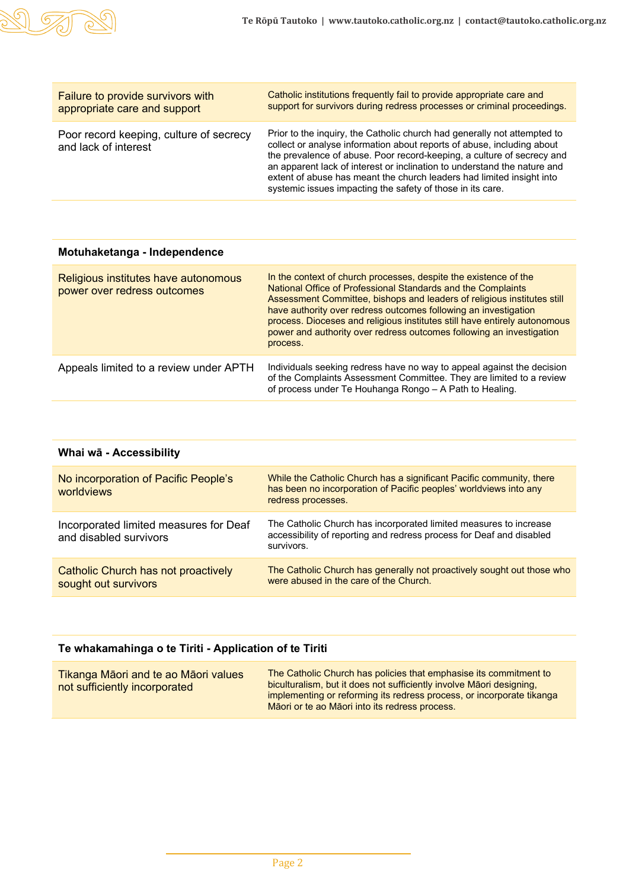| | |
|---|---|
| Failure to provide survivors with appropriate care and support | Catholic institutions frequently fail to provide appropriate care and support for survivors during redress processes or criminal proceedings. |
| Poor record keeping, culture of secrecy and lack of interest | Prior to the inquiry, the Catholic church had generally not attempted to collect or analyse information about reports of abuse, including about the prevalence of abuse. Poor record-keeping, a culture of secrecy and an apparent lack of interest or inclination to understand the nature and extent of abuse has meant the church leaders had limited insight into systemic issues impacting the safety of those in its care. |

| **Motuhaketanga - Independence** | |
|---|---|
| Religious institutes have autonomous power over redress outcomes | In the context of church processes, despite the existence of the National Office of Professional Standards and the Complaints Assessment Committee, bishops and leaders of religious institutes still have authority over redress outcomes following an investigation process. Dioceses and religious institutes still have entirely autonomous power and authority over redress outcomes following an investigation process. |
| Appeals limited to a review under APTH | Individuals seeking redress have no way to appeal against the decision of the Complaints Assessment Committee. They are limited to a review of process under Te Houhanga Rongo – A Path to Healing. |

| **Whai wā - Accessibility** | |
|---|---|
| No incorporation of Pacific People's worldviews | While the Catholic Church has a significant Pacific community, there has been no incorporation of Pacific peoples' worldviews into any redress processes. |
| Incorporated limited measures for Deaf and disabled survivors | The Catholic Church has incorporated limited measures to increase accessibility of reporting and redress process for Deaf and disabled survivors. |
| Catholic Church has not proactively sought out survivors | The Catholic Church has generally not proactively sought out those who were abused in the care of the Church. |

| **Te whakamahinga o te Tiriti - Application of te Tiriti** | |
|---|---|
| Tikanga Māori and te ao Māori values not sufficiently incorporated | The Catholic Church has policies that emphasise its commitment to biculturalism, but it does not sufficiently involve Māori designing, implementing or reforming its redress process, or incorporate tikanga Māori or te ao Māori into its redress process. |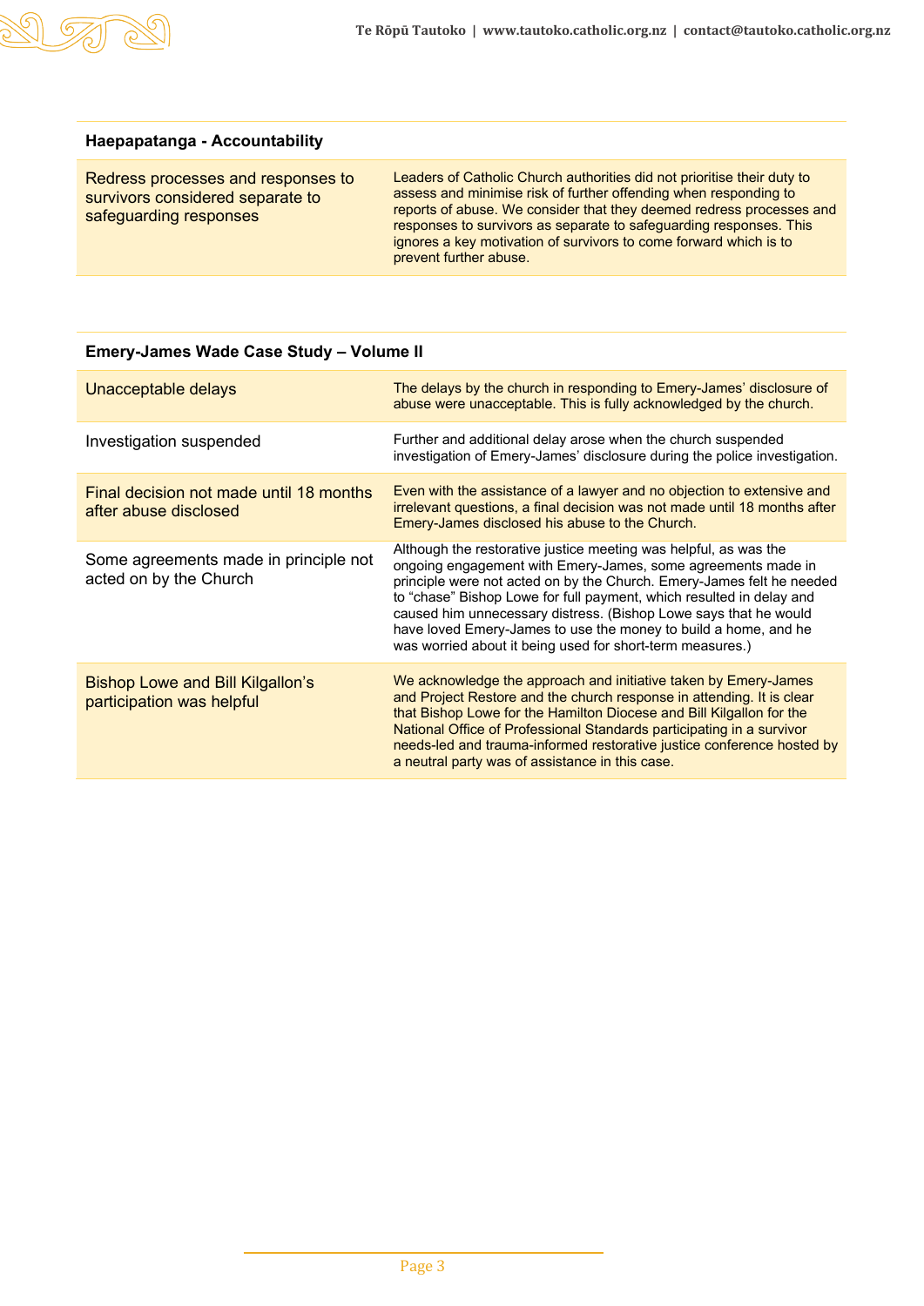| Haepapatanga - Accountability | |
|---|---|
| Redress processes and responses to survivors considered separate to safeguarding responses | Leaders of Catholic Church authorities did not prioritise their duty to assess and minimise risk of further offending when responding to reports of abuse. We consider that they deemed redress processes and responses to survivors as separate to safeguarding responses. This ignores a key motivation of survivors to come forward which is to prevent further abuse. |

| Emery-James Wade Case Study – Volume II | |
|---|---|
| Unacceptable delays | The delays by the church in responding to Emery-James' disclosure of abuse were unacceptable. This is fully acknowledged by the church. |
| Investigation suspended | Further and additional delay arose when the church suspended investigation of Emery-James' disclosure during the police investigation. |
| Final decision not made until 18 months after abuse disclosed | Even with the assistance of a lawyer and no objection to extensive and irrelevant questions, a final decision was not made until 18 months after Emery-James disclosed his abuse to the Church. |
| Some agreements made in principle not acted on by the Church | Although the restorative justice meeting was helpful, as was the ongoing engagement with Emery-James, some agreements made in principle were not acted on by the Church. Emery-James felt he needed to "chase" Bishop Lowe for full payment, which resulted in delay and caused him unnecessary distress. (Bishop Lowe says that he would have loved Emery-James to use the money to build a home, and he was worried about it being used for short-term measures.) |
| Bishop Lowe and Bill Kilgallon's participation was helpful | We acknowledge the approach and initiative taken by Emery-James and Project Restore and the church response in attending. It is clear that Bishop Lowe for the Hamilton Diocese and Bill Kilgallon for the National Office of Professional Standards participating in a survivor needs-led and trauma-informed restorative justice conference hosted by a neutral party was of assistance in this case. |